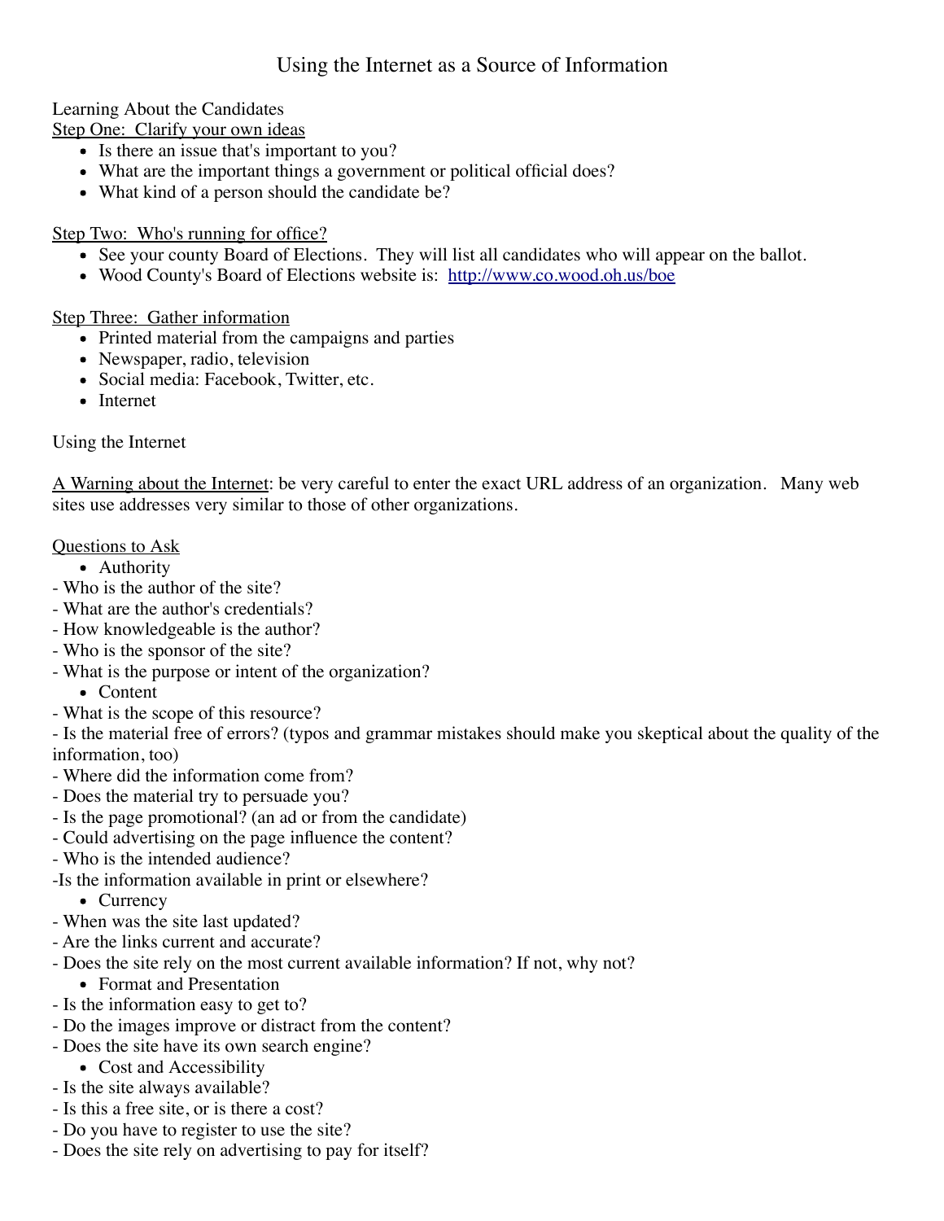# Using the Internet as a Source of Information

Learning About the Candidates

Step One: Clarify your own ideas

- Is there an issue that's important to you?
- What are the important things a government or political official does?
- What kind of a person should the candidate be?

Step Two: Who's running for office?

- See your county Board of Elections. They will list all candidates who will appear on the ballot.
- Wood County's Board of Elections website is: http://www.co.wood.oh.us/boe

Step Three: Gather information

- Printed material from the campaigns and parties
- Newspaper, radio, television
- Social media: Facebook, Twitter, etc.
- Internet

Using the Internet

A Warning about the Internet: be very careful to enter the exact URL address of an organization. Many web sites use addresses very similar to those of other organizations.

Questions to Ask

- Authority

- Who is the author of the site?
- What are the author's credentials?
- How knowledgeable is the author?
- Who is the sponsor of the site?
- What is the purpose or intent of the organization?

- Content

- What is the scope of this resource?
- Is the material free of errors? (typos and grammar mistakes should make you skeptical about the quality of the information, too)
- Where did the information come from?
- Does the material try to persuade you?
- Is the page promotional? (an ad or from the candidate)
- Could advertising on the page influence the content?
- Who is the intended audience?
-Is the information available in print or elsewhere?

- Currency

- When was the site last updated?
- Are the links current and accurate?
- Does the site rely on the most current available information? If not, why not?

- Format and Presentation

- Is the information easy to get to?
- Do the images improve or distract from the content?
- Does the site have its own search engine?

- Cost and Accessibility

- Is the site always available?
- Is this a free site, or is there a cost?
- Do you have to register to use the site?
- Does the site rely on advertising to pay for itself?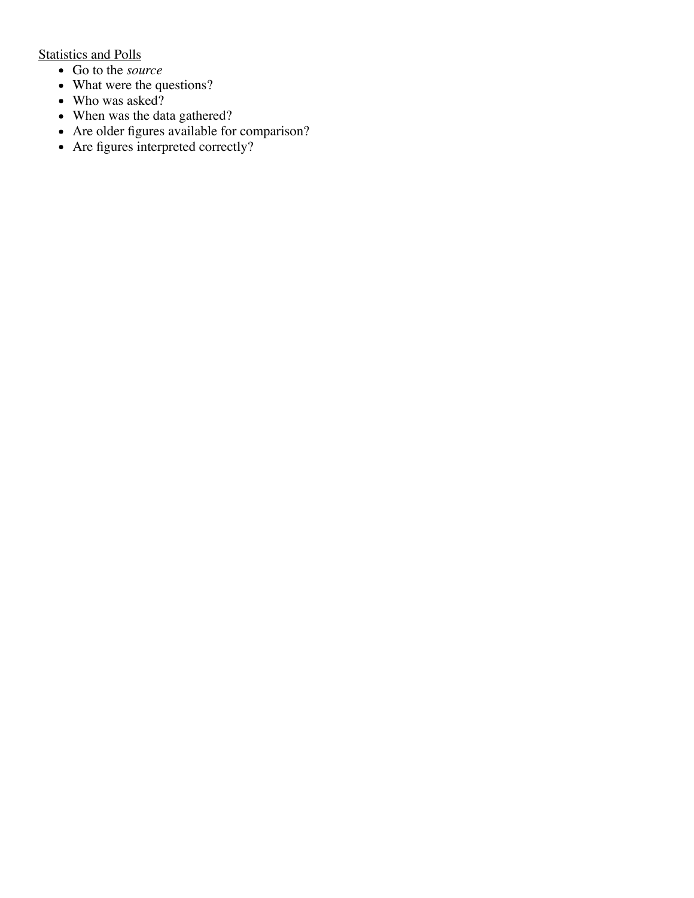Statistics and Polls

- Go to the *source*
- What were the questions?
- Who was asked?
- When was the data gathered?
- Are older figures available for comparison?
- Are figures interpreted correctly?